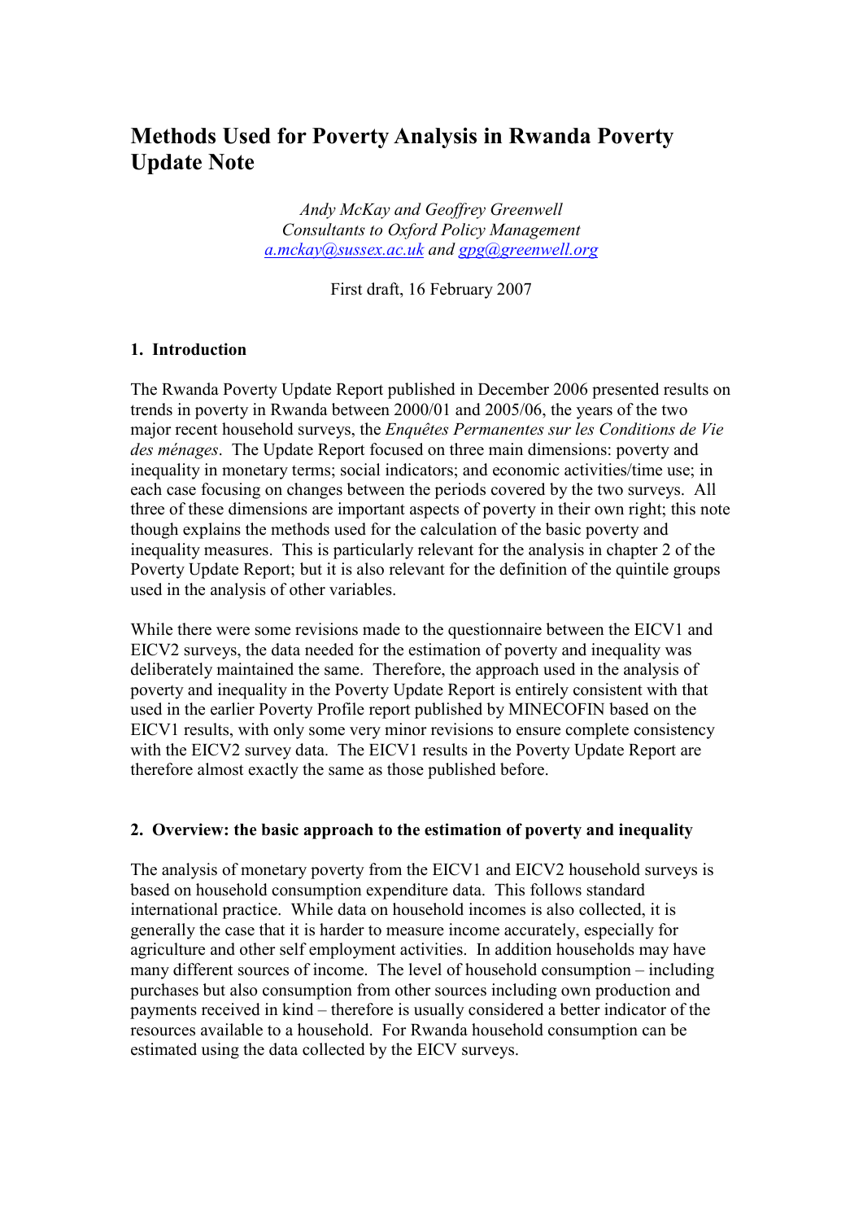# Methods Used for Poverty Analysis in Rwanda Poverty Update Note

*Andy McKay and Geoffrey Greenwell*
*Consultants to Oxford Policy Management*
*a.mckay@sussex.ac.uk and gpg@greenwell.org*

First draft, 16 February 2007

## 1. Introduction

The Rwanda Poverty Update Report published in December 2006 presented results on trends in poverty in Rwanda between 2000/01 and 2005/06, the years of the two major recent household surveys, the *Enquêtes Permanentes sur les Conditions de Vie des ménages*. The Update Report focused on three main dimensions: poverty and inequality in monetary terms; social indicators; and economic activities/time use; in each case focusing on changes between the periods covered by the two surveys. All three of these dimensions are important aspects of poverty in their own right; this note though explains the methods used for the calculation of the basic poverty and inequality measures. This is particularly relevant for the analysis in chapter 2 of the Poverty Update Report; but it is also relevant for the definition of the quintile groups used in the analysis of other variables.

While there were some revisions made to the questionnaire between the EICV1 and EICV2 surveys, the data needed for the estimation of poverty and inequality was deliberately maintained the same. Therefore, the approach used in the analysis of poverty and inequality in the Poverty Update Report is entirely consistent with that used in the earlier Poverty Profile report published by MINECOFIN based on the EICV1 results, with only some very minor revisions to ensure complete consistency with the EICV2 survey data. The EICV1 results in the Poverty Update Report are therefore almost exactly the same as those published before.

## 2. Overview: the basic approach to the estimation of poverty and inequality

The analysis of monetary poverty from the EICV1 and EICV2 household surveys is based on household consumption expenditure data. This follows standard international practice. While data on household incomes is also collected, it is generally the case that it is harder to measure income accurately, especially for agriculture and other self employment activities. In addition households may have many different sources of income. The level of household consumption – including purchases but also consumption from other sources including own production and payments received in kind – therefore is usually considered a better indicator of the resources available to a household. For Rwanda household consumption can be estimated using the data collected by the EICV surveys.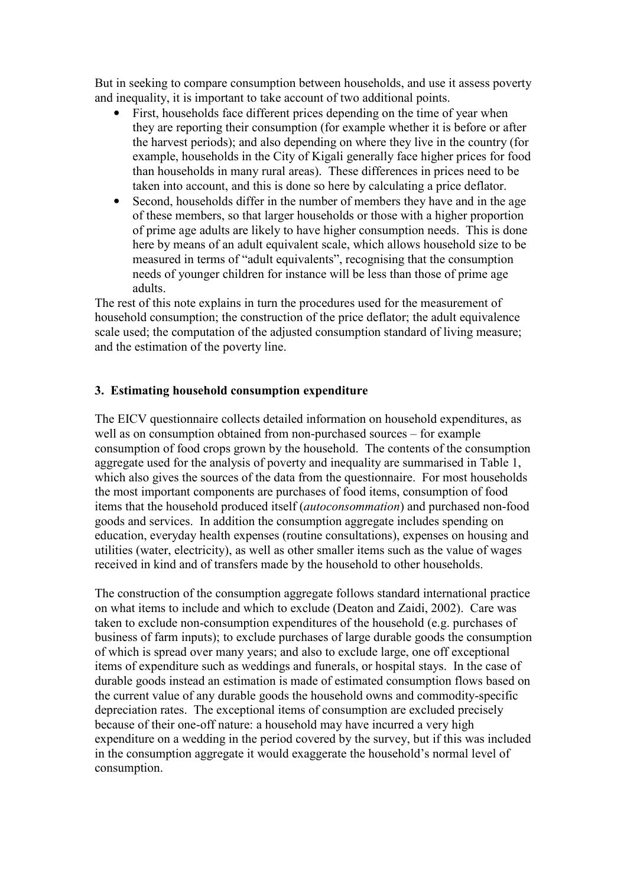But in seeking to compare consumption between households, and use it assess poverty and inequality, it is important to take account of two additional points.

- First, households face different prices depending on the time of year when they are reporting their consumption (for example whether it is before or after the harvest periods); and also depending on where they live in the country (for example, households in the City of Kigali generally face higher prices for food than households in many rural areas). These differences in prices need to be taken into account, and this is done so here by calculating a price deflator.
- Second, households differ in the number of members they have and in the age of these members, so that larger households or those with a higher proportion of prime age adults are likely to have higher consumption needs. This is done here by means of an adult equivalent scale, which allows household size to be measured in terms of "adult equivalents", recognising that the consumption needs of younger children for instance will be less than those of prime age adults.

The rest of this note explains in turn the procedures used for the measurement of household consumption; the construction of the price deflator; the adult equivalence scale used; the computation of the adjusted consumption standard of living measure; and the estimation of the poverty line.

## 3. Estimating household consumption expenditure

The EICV questionnaire collects detailed information on household expenditures, as well as on consumption obtained from non-purchased sources – for example consumption of food crops grown by the household. The contents of the consumption aggregate used for the analysis of poverty and inequality are summarised in Table 1, which also gives the sources of the data from the questionnaire. For most households the most important components are purchases of food items, consumption of food items that the household produced itself (*autoconsommation*) and purchased non-food goods and services. In addition the consumption aggregate includes spending on education, everyday health expenses (routine consultations), expenses on housing and utilities (water, electricity), as well as other smaller items such as the value of wages received in kind and of transfers made by the household to other households.

The construction of the consumption aggregate follows standard international practice on what items to include and which to exclude (Deaton and Zaidi, 2002). Care was taken to exclude non-consumption expenditures of the household (e.g. purchases of business of farm inputs); to exclude purchases of large durable goods the consumption of which is spread over many years; and also to exclude large, one off exceptional items of expenditure such as weddings and funerals, or hospital stays. In the case of durable goods instead an estimation is made of estimated consumption flows based on the current value of any durable goods the household owns and commodity-specific depreciation rates. The exceptional items of consumption are excluded precisely because of their one-off nature: a household may have incurred a very high expenditure on a wedding in the period covered by the survey, but if this was included in the consumption aggregate it would exaggerate the household's normal level of consumption.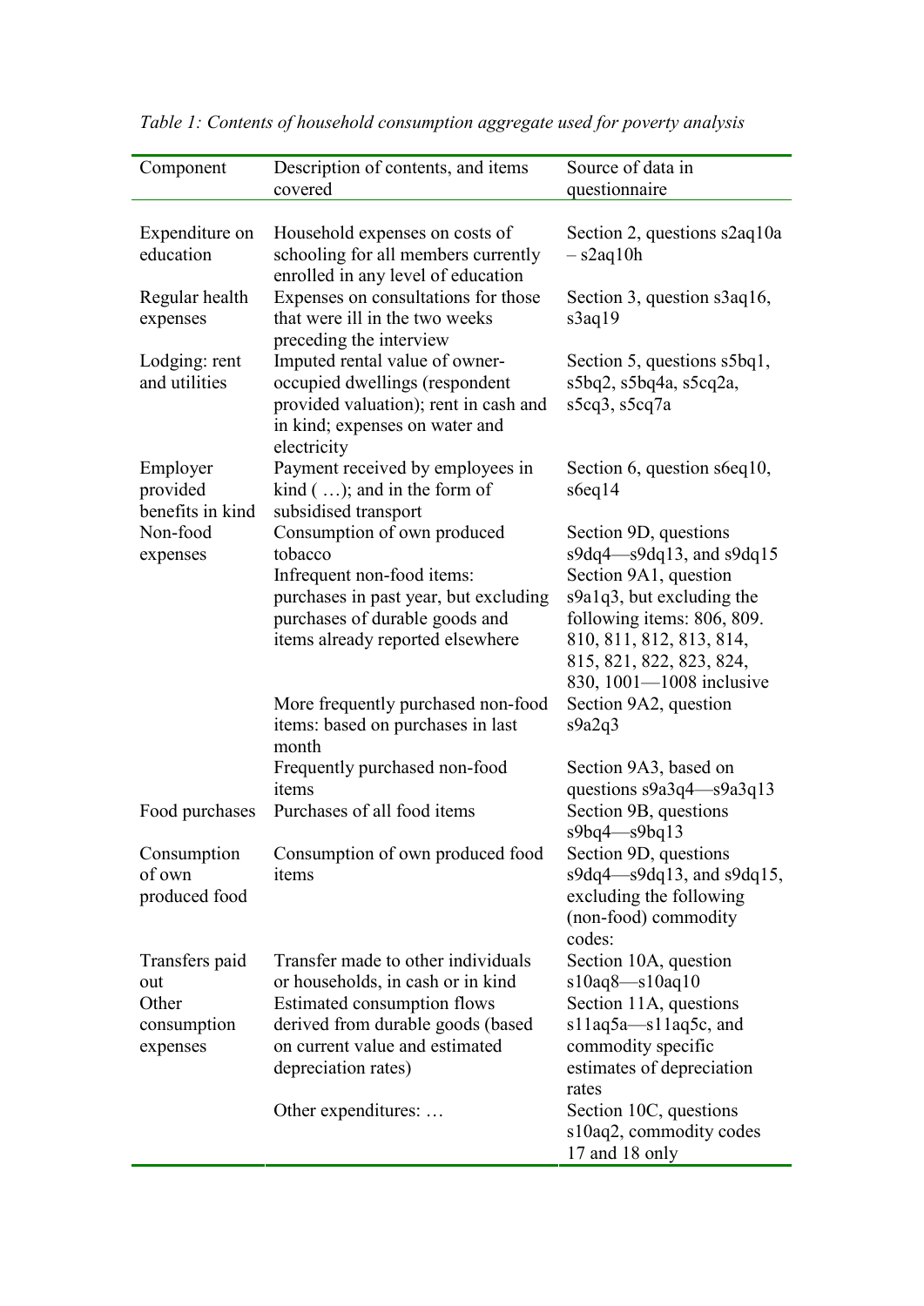*Table 1: Contents of household consumption aggregate used for poverty analysis*

| Component | Description of contents, and items covered | Source of data in questionnaire |
|---|---|---|
| Expenditure on education | Household expenses on costs of schooling for all members currently enrolled in any level of education | Section 2, questions s2aq10a – s2aq10h |
| Regular health expenses | Expenses on consultations for those that were ill in the two weeks preceding the interview | Section 3, question s3aq16, s3aq19 |
| Lodging: rent and utilities | Imputed rental value of owner-occupied dwellings (respondent provided valuation); rent in cash and in kind; expenses on water and electricity | Section 5, questions s5bq1, s5bq2, s5bq4a, s5cq2a, s5cq3, s5cq7a |
| Employer provided benefits in kind | Payment received by employees in kind ( …); and in the form of subsidised transport | Section 6, question s6eq10, s6eq14 |
| Non-food expenses | Consumption of own produced tobacco | Section 9D, questions s9dq4—s9dq13, and s9dq15 |
| | Infrequent non-food items: purchases in past year, but excluding purchases of durable goods and items already reported elsewhere | Section 9A1, question s9a1q3, but excluding the following items: 806, 809. 810, 811, 812, 813, 814, 815, 821, 822, 823, 824, 830, 1001—1008 inclusive |
| | More frequently purchased non-food items: based on purchases in last month | Section 9A2, question s9a2q3 |
| | Frequently purchased non-food items | Section 9A3, based on questions s9a3q4—s9a3q13 |
| Food purchases | Purchases of all food items | Section 9B, questions s9bq4—s9bq13 |
| Consumption of own produced food | Consumption of own produced food items | Section 9D, questions s9dq4—s9dq13, and s9dq15, excluding the following (non-food) commodity codes: |
| Transfers paid out | Transfer made to other individuals or households, in cash or in kind | Section 10A, question s10aq8—s10aq10 |
| Other consumption expenses | Estimated consumption flows derived from durable goods (based on current value and estimated depreciation rates) | Section 11A, questions s11aq5a—s11aq5c, and commodity specific estimates of depreciation rates |
| | Other expenditures: … | Section 10C, questions s10aq2, commodity codes 17 and 18 only |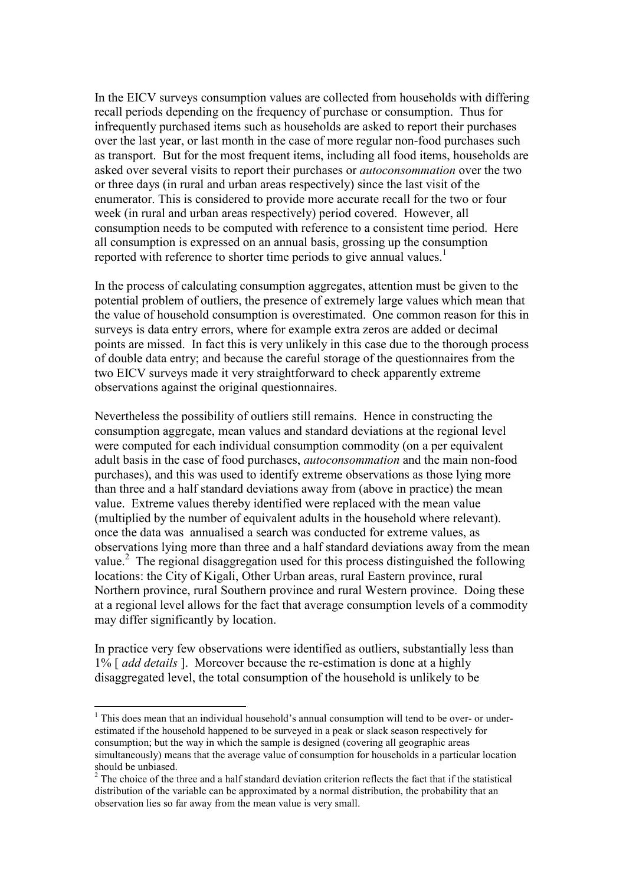In the EICV surveys consumption values are collected from households with differing recall periods depending on the frequency of purchase or consumption. Thus for infrequently purchased items such as households are asked to report their purchases over the last year, or last month in the case of more regular non-food purchases such as transport. But for the most frequent items, including all food items, households are asked over several visits to report their purchases or *autoconsommation* over the two or three days (in rural and urban areas respectively) since the last visit of the enumerator. This is considered to provide more accurate recall for the two or four week (in rural and urban areas respectively) period covered. However, all consumption needs to be computed with reference to a consistent time period. Here all consumption is expressed on an annual basis, grossing up the consumption reported with reference to shorter time periods to give annual values.[1]

In the process of calculating consumption aggregates, attention must be given to the potential problem of outliers, the presence of extremely large values which mean that the value of household consumption is overestimated. One common reason for this in surveys is data entry errors, where for example extra zeros are added or decimal points are missed. In fact this is very unlikely in this case due to the thorough process of double data entry; and because the careful storage of the questionnaires from the two EICV surveys made it very straightforward to check apparently extreme observations against the original questionnaires.

Nevertheless the possibility of outliers still remains. Hence in constructing the consumption aggregate, mean values and standard deviations at the regional level were computed for each individual consumption commodity (on a per equivalent adult basis in the case of food purchases, *autoconsommation* and the main non-food purchases), and this was used to identify extreme observations as those lying more than three and a half standard deviations away from (above in practice) the mean value. Extreme values thereby identified were replaced with the mean value (multiplied by the number of equivalent adults in the household where relevant). once the data was annualised a search was conducted for extreme values, as observations lying more than three and a half standard deviations away from the mean value.[2] The regional disaggregation used for this process distinguished the following locations: the City of Kigali, Other Urban areas, rural Eastern province, rural Northern province, rural Southern province and rural Western province. Doing these at a regional level allows for the fact that average consumption levels of a commodity may differ significantly by location.

In practice very few observations were identified as outliers, substantially less than 1% [ *add details* ]. Moreover because the re-estimation is done at a highly disaggregated level, the total consumption of the household is unlikely to be

---

[1] This does mean that an individual household's annual consumption will tend to be over- or under-estimated if the household happened to be surveyed in a peak or slack season respectively for consumption; but the way in which the sample is designed (covering all geographic areas simultaneously) means that the average value of consumption for households in a particular location should be unbiased.

[2] The choice of the three and a half standard deviation criterion reflects the fact that if the statistical distribution of the variable can be approximated by a normal distribution, the probability that an observation lies so far away from the mean value is very small.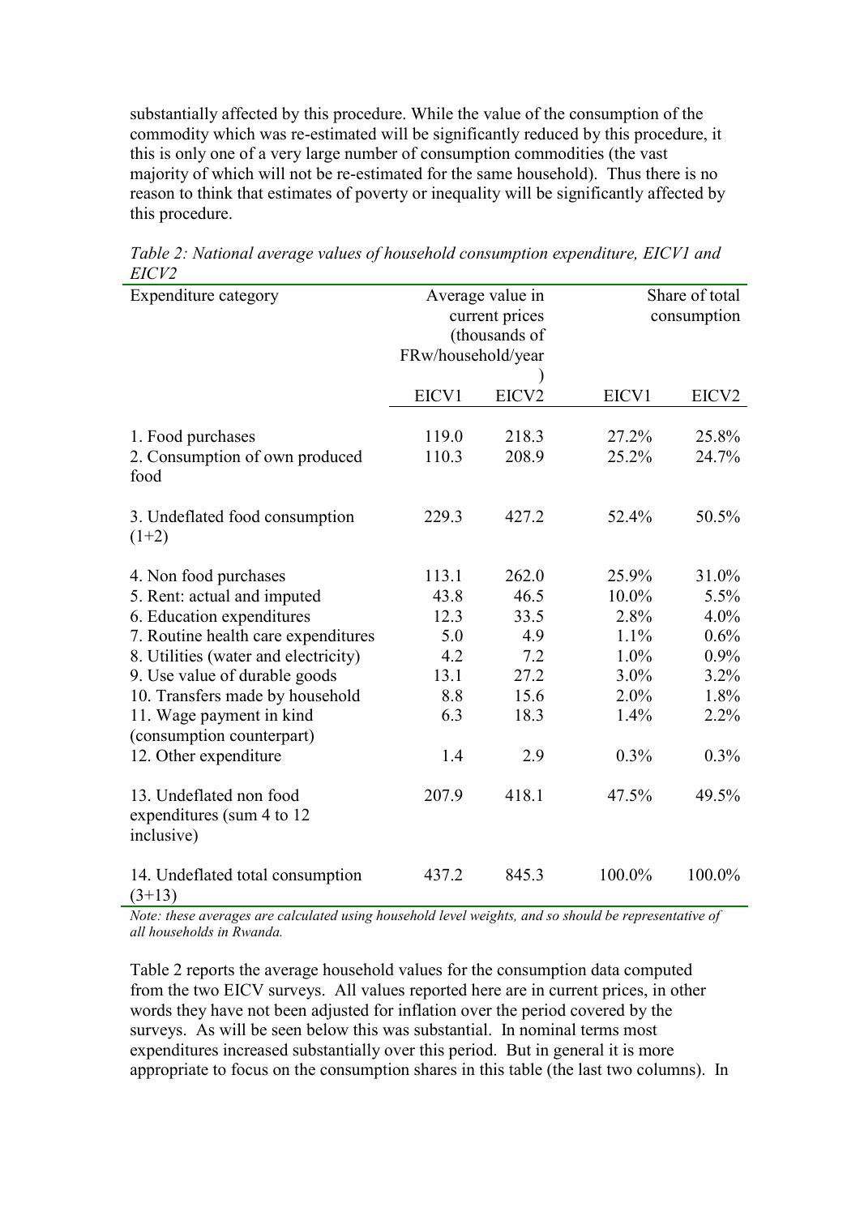substantially affected by this procedure. While the value of the consumption of the commodity which was re-estimated will be significantly reduced by this procedure, it this is only one of a very large number of consumption commodities (the vast majority of which will not be re-estimated for the same household). Thus there is no reason to think that estimates of poverty or inequality will be significantly affected by this procedure.

*Table 2: National average values of household consumption expenditure, EICV1 and EICV2*

| Expenditure category | Average value in current prices (thousands of FRw/household/year) | | Share of total consumption | |
|---|---|---|---|---|
| | EICV1 | EICV2 | EICV1 | EICV2 |
| 1. Food purchases | 119.0 | 218.3 | 27.2% | 25.8% |
| 2. Consumption of own produced food | 110.3 | 208.9 | 25.2% | 24.7% |
| 3. Undeflated food consumption (1+2) | 229.3 | 427.2 | 52.4% | 50.5% |
| 4. Non food purchases | 113.1 | 262.0 | 25.9% | 31.0% |
| 5. Rent: actual and imputed | 43.8 | 46.5 | 10.0% | 5.5% |
| 6. Education expenditures | 12.3 | 33.5 | 2.8% | 4.0% |
| 7. Routine health care expenditures | 5.0 | 4.9 | 1.1% | 0.6% |
| 8. Utilities (water and electricity) | 4.2 | 7.2 | 1.0% | 0.9% |
| 9. Use value of durable goods | 13.1 | 27.2 | 3.0% | 3.2% |
| 10. Transfers made by household | 8.8 | 15.6 | 2.0% | 1.8% |
| 11. Wage payment in kind (consumption counterpart) | 6.3 | 18.3 | 1.4% | 2.2% |
| 12. Other expenditure | 1.4 | 2.9 | 0.3% | 0.3% |
| 13. Undeflated non food expenditures (sum 4 to 12 inclusive) | 207.9 | 418.1 | 47.5% | 49.5% |
| 14. Undeflated total consumption (3+13) | 437.2 | 845.3 | 100.0% | 100.0% |

*Note: these averages are calculated using household level weights, and so should be representative of all households in Rwanda.*

Table 2 reports the average household values for the consumption data computed from the two EICV surveys. All values reported here are in current prices, in other words they have not been adjusted for inflation over the period covered by the surveys. As will be seen below this was substantial. In nominal terms most expenditures increased substantially over this period. But in general it is more appropriate to focus on the consumption shares in this table (the last two columns). In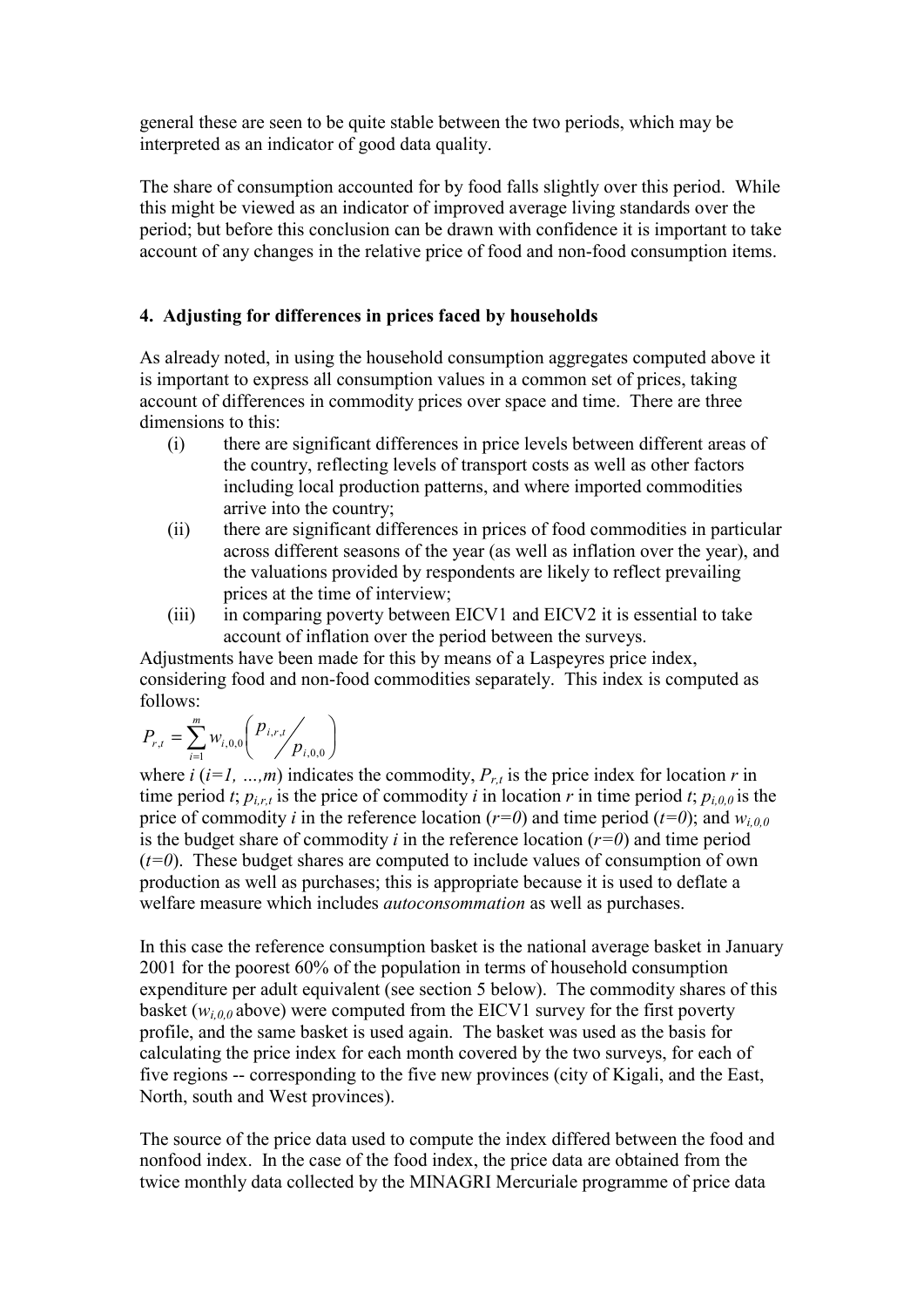general these are seen to be quite stable between the two periods, which may be interpreted as an indicator of good data quality.

The share of consumption accounted for by food falls slightly over this period. While this might be viewed as an indicator of improved average living standards over the period; but before this conclusion can be drawn with confidence it is important to take account of any changes in the relative price of food and non-food consumption items.

## 4. Adjusting for differences in prices faced by households

As already noted, in using the household consumption aggregates computed above it is important to express all consumption values in a common set of prices, taking account of differences in commodity prices over space and time. There are three dimensions to this:

(i) there are significant differences in price levels between different areas of the country, reflecting levels of transport costs as well as other factors including local production patterns, and where imported commodities arrive into the country;

(ii) there are significant differences in prices of food commodities in particular across different seasons of the year (as well as inflation over the year), and the valuations provided by respondents are likely to reflect prevailing prices at the time of interview;

(iii) in comparing poverty between EICV1 and EICV2 it is essential to take account of inflation over the period between the surveys.

Adjustments have been made for this by means of a Laspeyres price index, considering food and non-food commodities separately. This index is computed as follows:

$$P_{r,t} = \sum_{i=1}^{m} w_{i,0,0} \left( p_{i,r,t} \big/ p_{i,0,0} \right)$$

where $i$ ($i=1, \ldots, m$) indicates the commodity, $P_{r,t}$ is the price index for location $r$ in time period $t$; $p_{i,r,t}$ is the price of commodity $i$ in location $r$ in time period $t$; $p_{i,0,0}$ is the price of commodity $i$ in the reference location ($r=0$) and time period ($t=0$); and $w_{i,0,0}$ is the budget share of commodity $i$ in the reference location ($r=0$) and time period ($t=0$). These budget shares are computed to include values of consumption of own production as well as purchases; this is appropriate because it is used to deflate a welfare measure which includes *autoconsommation* as well as purchases.

In this case the reference consumption basket is the national average basket in January 2001 for the poorest 60% of the population in terms of household consumption expenditure per adult equivalent (see section 5 below). The commodity shares of this basket ($w_{i,0,0}$ above) were computed from the EICV1 survey for the first poverty profile, and the same basket is used again. The basket was used as the basis for calculating the price index for each month covered by the two surveys, for each of five regions -- corresponding to the five new provinces (city of Kigali, and the East, North, south and West provinces).

The source of the price data used to compute the index differed between the food and nonfood index. In the case of the food index, the price data are obtained from the twice monthly data collected by the MINAGRI Mercuriale programme of price data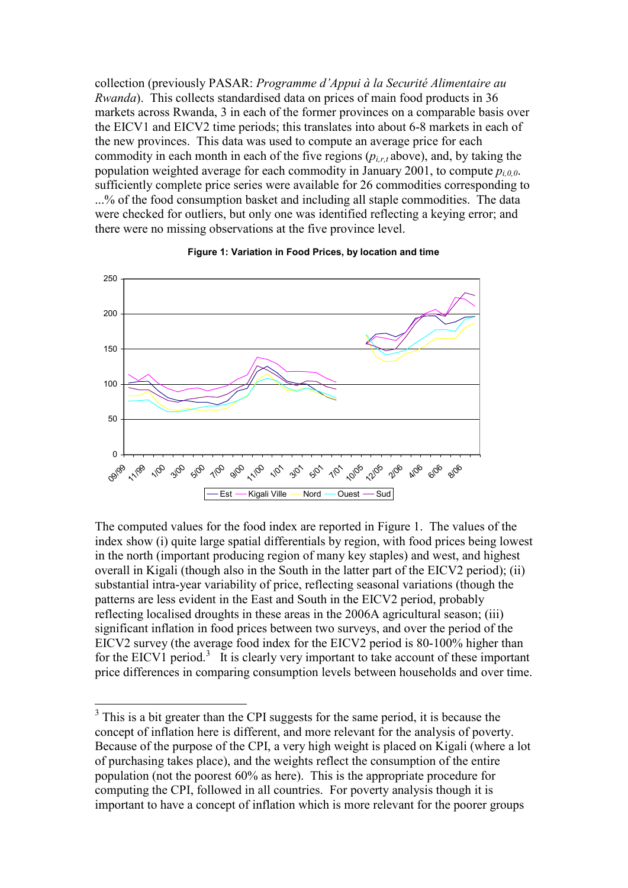collection (previously PASAR: *Programme d'Appui à la Securité Alimentaire au Rwanda*). This collects standardised data on prices of main food products in 36 markets across Rwanda, 3 in each of the former provinces on a comparable basis over the EICV1 and EICV2 time periods; this translates into about 6-8 markets in each of the new provinces. This data was used to compute an average price for each commodity in each month in each of the five regions ($p_{i,r,t}$ above), and, by taking the population weighted average for each commodity in January 2001, to compute $p_{i,0,0}$. sufficiently complete price series were available for 26 commodities corresponding to ...% of the food consumption basket and including all staple commodities. The data were checked for outliers, but only one was identified reflecting a keying error; and there were no missing observations at the five province level.

**Figure 1: Variation in Food Prices, by location and time**

The computed values for the food index are reported in Figure 1. The values of the index show (i) quite large spatial differentials by region, with food prices being lowest in the north (important producing region of many key staples) and west, and highest overall in Kigali (though also in the South in the latter part of the EICV2 period); (ii) substantial intra-year variability of price, reflecting seasonal variations (though the patterns are less evident in the East and South in the EICV2 period, probably reflecting localised droughts in these areas in the 2006A agricultural season; (iii) significant inflation in food prices between two surveys, and over the period of the EICV2 survey (the average food index for the EICV2 period is 80-100% higher than for the EICV1 period.[3] It is clearly very important to take account of these important price differences in comparing consumption levels between households and over time.

[3] This is a bit greater than the CPI suggests for the same period, it is because the concept of inflation here is different, and more relevant for the analysis of poverty. Because of the purpose of the CPI, a very high weight is placed on Kigali (where a lot of purchasing takes place), and the weights reflect the consumption of the entire population (not the poorest 60% as here). This is the appropriate procedure for computing the CPI, followed in all countries. For poverty analysis though it is important to have a concept of inflation which is more relevant for the poorer groups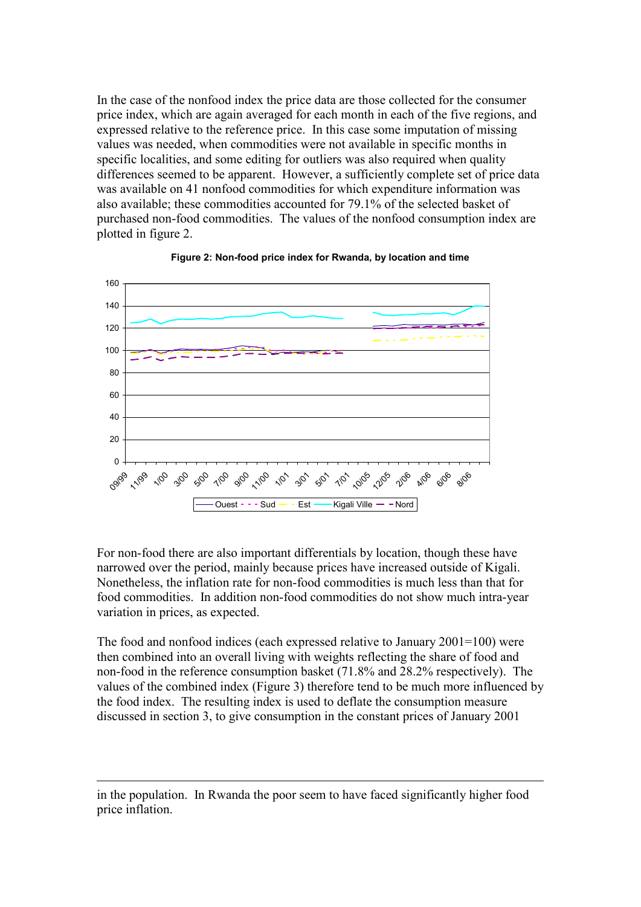In the case of the nonfood index the price data are those collected for the consumer price index, which are again averaged for each month in each of the five regions, and expressed relative to the reference price. In this case some imputation of missing values was needed, when commodities were not available in specific months in specific localities, and some editing for outliers was also required when quality differences seemed to be apparent. However, a sufficiently complete set of price data was available on 41 nonfood commodities for which expenditure information was also available; these commodities accounted for 79.1% of the selected basket of purchased non-food commodities. The values of the nonfood consumption index are plotted in figure 2.

**Figure 2: Non-food price index for Rwanda, by location and time**

For non-food there are also important differentials by location, though these have narrowed over the period, mainly because prices have increased outside of Kigali. Nonetheless, the inflation rate for non-food commodities is much less than that for food commodities. In addition non-food commodities do not show much intra-year variation in prices, as expected.

The food and nonfood indices (each expressed relative to January 2001=100) were then combined into an overall living with weights reflecting the share of food and non-food in the reference consumption basket (71.8% and 28.2% respectively). The values of the combined index (Figure 3) therefore tend to be much more influenced by the food index. The resulting index is used to deflate the consumption measure discussed in section 3, to give consumption in the constant prices of January 2001

---

in the population. In Rwanda the poor seem to have faced significantly higher food price inflation.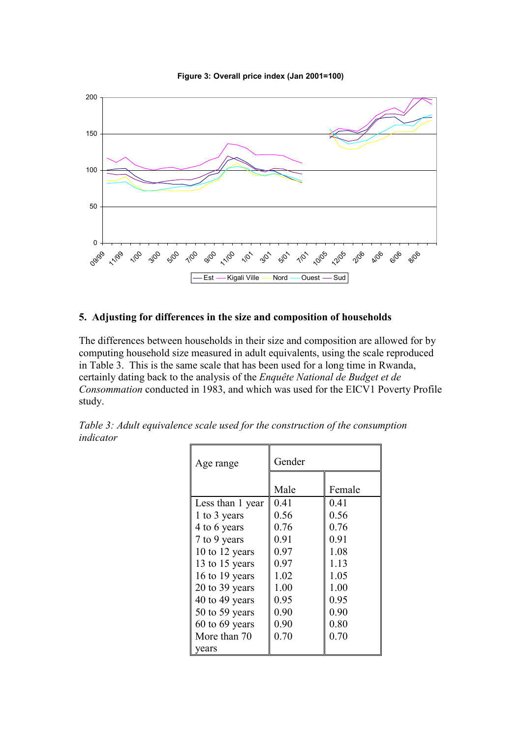**Figure 3: Overall price index (Jan 2001=100)**

## 5. Adjusting for differences in the size and composition of households

The differences between households in their size and composition are allowed for by computing household size measured in adult equivalents, using the scale reproduced in Table 3. This is the same scale that has been used for a long time in Rwanda, certainly dating back to the analysis of the *Enquête National de Budget et de Consommation* conducted in 1983, and which was used for the EICV1 Poverty Profile study.

*Table 3: Adult equivalence scale used for the construction of the consumption indicator*

| Age range | Gender | |
|---|---|---|
| | Male | Female |
| Less than 1 year | 0.41 | 0.41 |
| 1 to 3 years | 0.56 | 0.56 |
| 4 to 6 years | 0.76 | 0.76 |
| 7 to 9 years | 0.91 | 0.91 |
| 10 to 12 years | 0.97 | 1.08 |
| 13 to 15 years | 0.97 | 1.13 |
| 16 to 19 years | 1.02 | 1.05 |
| 20 to 39 years | 1.00 | 1.00 |
| 40 to 49 years | 0.95 | 0.95 |
| 50 to 59 years | 0.90 | 0.90 |
| 60 to 69 years | 0.90 | 0.80 |
| More than 70 years | 0.70 | 0.70 |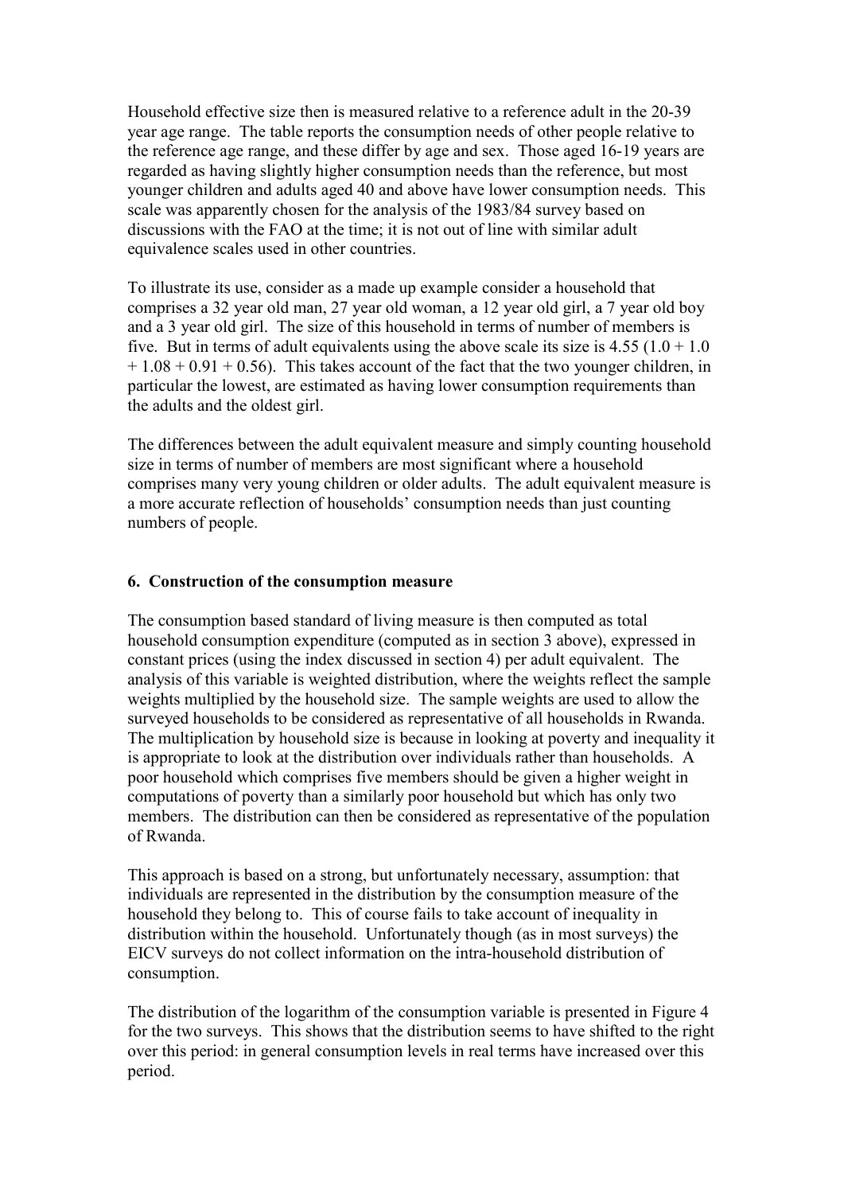Household effective size then is measured relative to a reference adult in the 20-39 year age range. The table reports the consumption needs of other people relative to the reference age range, and these differ by age and sex. Those aged 16-19 years are regarded as having slightly higher consumption needs than the reference, but most younger children and adults aged 40 and above have lower consumption needs. This scale was apparently chosen for the analysis of the 1983/84 survey based on discussions with the FAO at the time; it is not out of line with similar adult equivalence scales used in other countries.

To illustrate its use, consider as a made up example consider a household that comprises a 32 year old man, 27 year old woman, a 12 year old girl, a 7 year old boy and a 3 year old girl. The size of this household in terms of number of members is five. But in terms of adult equivalents using the above scale its size is 4.55 (1.0 + 1.0 + 1.08 + 0.91 + 0.56). This takes account of the fact that the two younger children, in particular the lowest, are estimated as having lower consumption requirements than the adults and the oldest girl.

The differences between the adult equivalent measure and simply counting household size in terms of number of members are most significant where a household comprises many very young children or older adults. The adult equivalent measure is a more accurate reflection of households' consumption needs than just counting numbers of people.

## 6. Construction of the consumption measure

The consumption based standard of living measure is then computed as total household consumption expenditure (computed as in section 3 above), expressed in constant prices (using the index discussed in section 4) per adult equivalent. The analysis of this variable is weighted distribution, where the weights reflect the sample weights multiplied by the household size. The sample weights are used to allow the surveyed households to be considered as representative of all households in Rwanda. The multiplication by household size is because in looking at poverty and inequality it is appropriate to look at the distribution over individuals rather than households. A poor household which comprises five members should be given a higher weight in computations of poverty than a similarly poor household but which has only two members. The distribution can then be considered as representative of the population of Rwanda.

This approach is based on a strong, but unfortunately necessary, assumption: that individuals are represented in the distribution by the consumption measure of the household they belong to. This of course fails to take account of inequality in distribution within the household. Unfortunately though (as in most surveys) the EICV surveys do not collect information on the intra-household distribution of consumption.

The distribution of the logarithm of the consumption variable is presented in Figure 4 for the two surveys. This shows that the distribution seems to have shifted to the right over this period: in general consumption levels in real terms have increased over this period.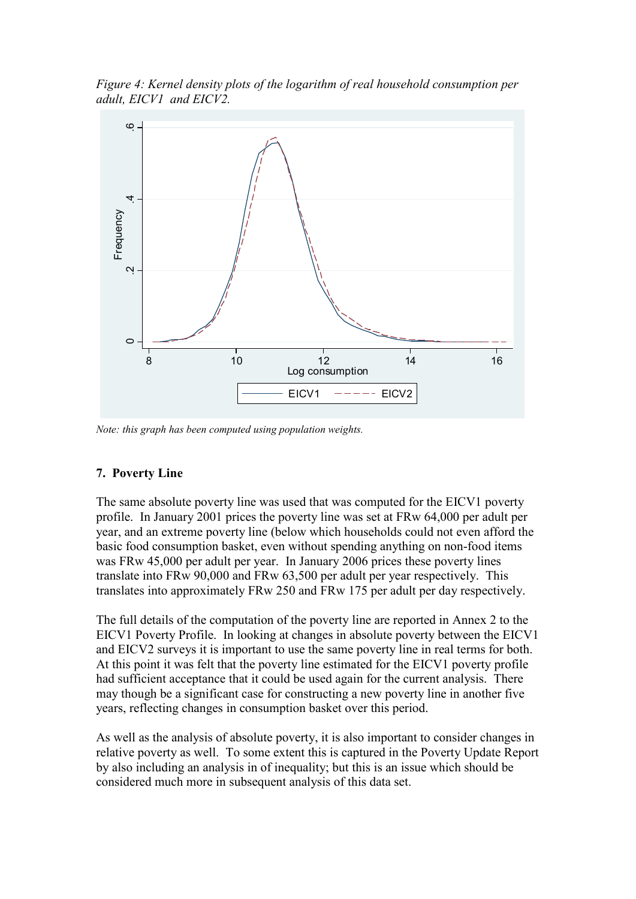*Figure 4: Kernel density plots of the logarithm of real household consumption per adult, EICV1 and EICV2.*

*Note: this graph has been computed using population weights.*

## 7. Poverty Line

The same absolute poverty line was used that was computed for the EICV1 poverty profile. In January 2001 prices the poverty line was set at FRw 64,000 per adult per year, and an extreme poverty line (below which households could not even afford the basic food consumption basket, even without spending anything on non-food items was FRw 45,000 per adult per year. In January 2006 prices these poverty lines translate into FRw 90,000 and FRw 63,500 per adult per year respectively. This translates into approximately FRw 250 and FRw 175 per adult per day respectively.

The full details of the computation of the poverty line are reported in Annex 2 to the EICV1 Poverty Profile. In looking at changes in absolute poverty between the EICV1 and EICV2 surveys it is important to use the same poverty line in real terms for both. At this point it was felt that the poverty line estimated for the EICV1 poverty profile had sufficient acceptance that it could be used again for the current analysis. There may though be a significant case for constructing a new poverty line in another five years, reflecting changes in consumption basket over this period.

As well as the analysis of absolute poverty, it is also important to consider changes in relative poverty as well. To some extent this is captured in the Poverty Update Report by also including an analysis in of inequality; but this is an issue which should be considered much more in subsequent analysis of this data set.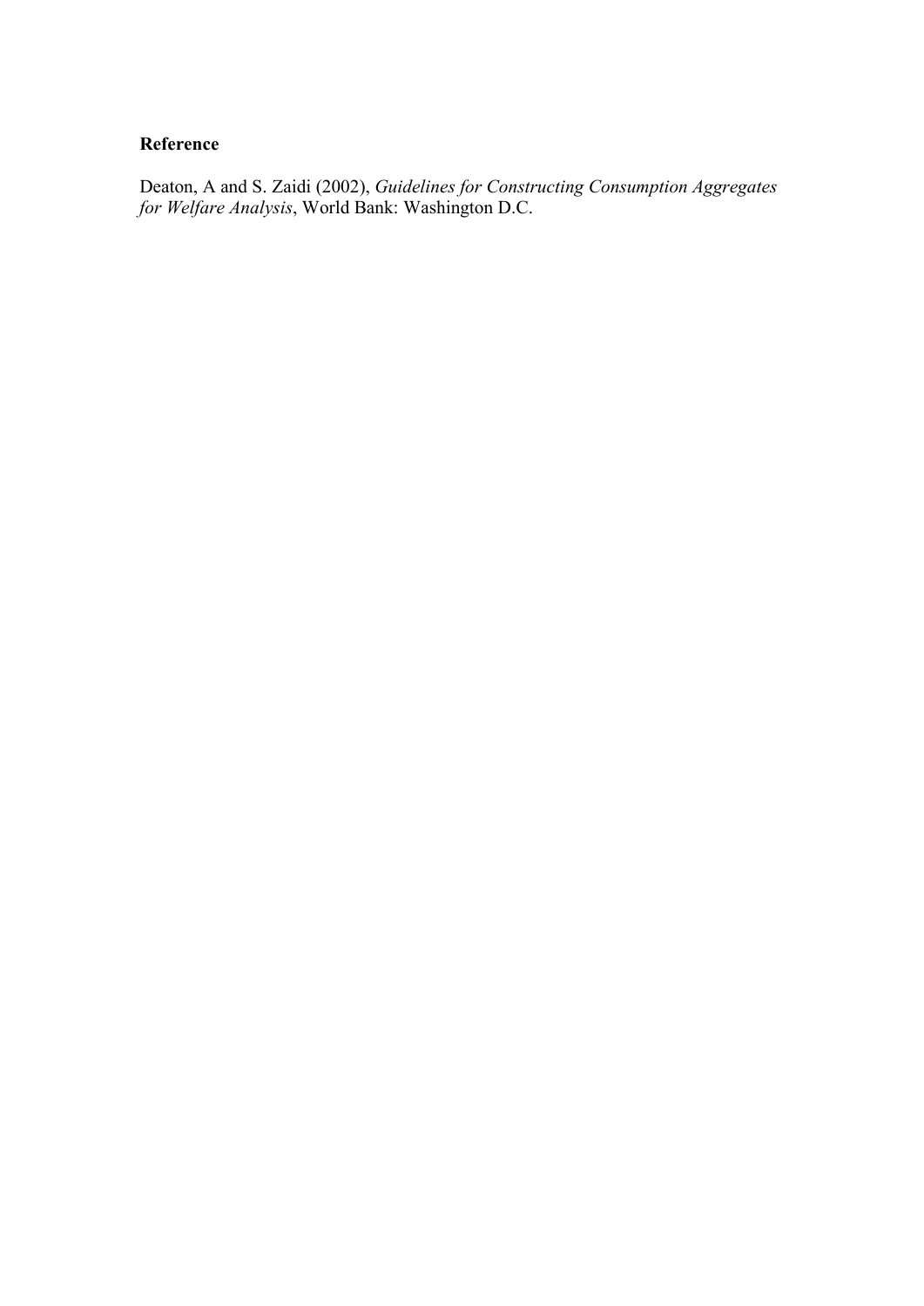**Reference**

Deaton, A and S. Zaidi (2002), *Guidelines for Constructing Consumption Aggregates for Welfare Analysis*, World Bank: Washington D.C.